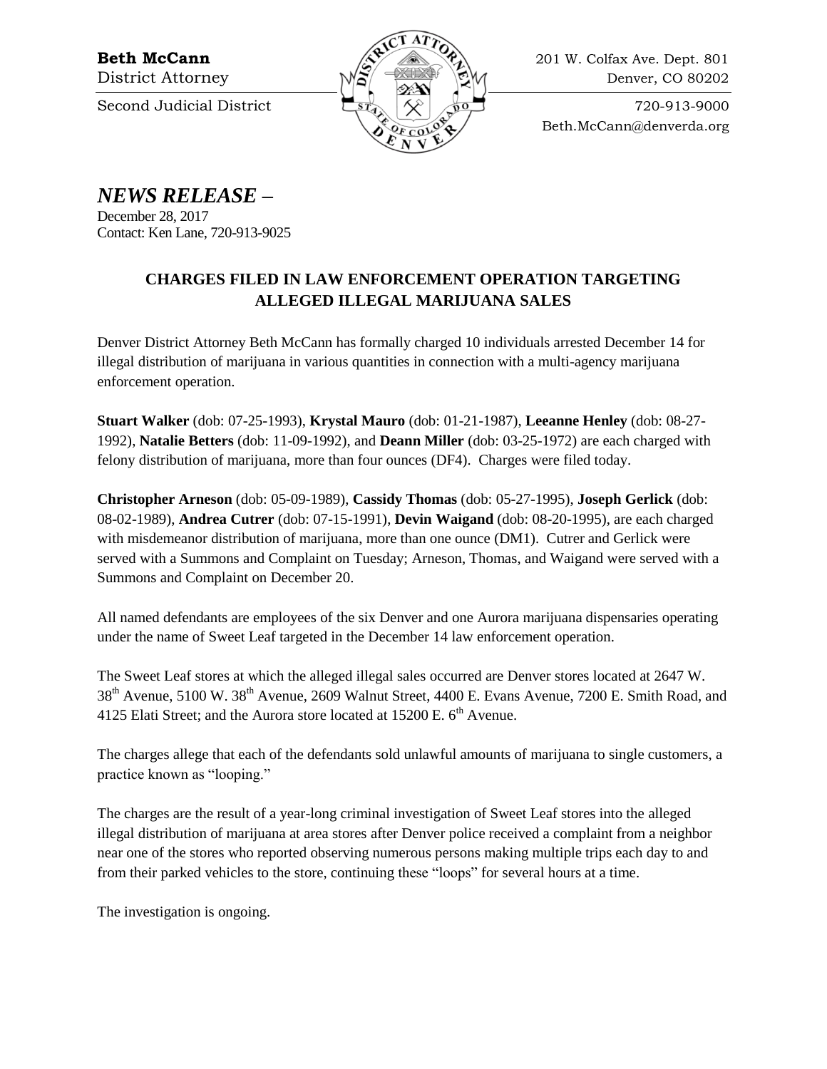**Beth McCann**
District Attorney
Second Judicial District

201 W. Colfax Ave. Dept. 801
Denver, CO 80202
720-913-9000
Beth.McCann@denverda.org

# *NEWS RELEASE –*

December 28, 2017
Contact: Ken Lane, 720-913-9025

## CHARGES FILED IN LAW ENFORCEMENT OPERATION TARGETING ALLEGED ILLEGAL MARIJUANA SALES

Denver District Attorney Beth McCann has formally charged 10 individuals arrested December 14 for illegal distribution of marijuana in various quantities in connection with a multi-agency marijuana enforcement operation.

**Stuart Walker** (dob: 07-25-1993), **Krystal Mauro** (dob: 01-21-1987), **Leeanne Henley** (dob: 08-27-1992), **Natalie Betters** (dob: 11-09-1992), and **Deann Miller** (dob: 03-25-1972) are each charged with felony distribution of marijuana, more than four ounces (DF4). Charges were filed today.

**Christopher Arneson** (dob: 05-09-1989), **Cassidy Thomas** (dob: 05-27-1995), **Joseph Gerlick** (dob: 08-02-1989), **Andrea Cutrer** (dob: 07-15-1991), **Devin Waigand** (dob: 08-20-1995), are each charged with misdemeanor distribution of marijuana, more than one ounce (DM1). Cutrer and Gerlick were served with a Summons and Complaint on Tuesday; Arneson, Thomas, and Waigand were served with a Summons and Complaint on December 20.

All named defendants are employees of the six Denver and one Aurora marijuana dispensaries operating under the name of Sweet Leaf targeted in the December 14 law enforcement operation.

The Sweet Leaf stores at which the alleged illegal sales occurred are Denver stores located at 2647 W. 38th Avenue, 5100 W. 38th Avenue, 2609 Walnut Street, 4400 E. Evans Avenue, 7200 E. Smith Road, and 4125 Elati Street; and the Aurora store located at 15200 E. 6th Avenue.

The charges allege that each of the defendants sold unlawful amounts of marijuana to single customers, a practice known as "looping."

The charges are the result of a year-long criminal investigation of Sweet Leaf stores into the alleged illegal distribution of marijuana at area stores after Denver police received a complaint from a neighbor near one of the stores who reported observing numerous persons making multiple trips each day to and from their parked vehicles to the store, continuing these "loops" for several hours at a time.

The investigation is ongoing.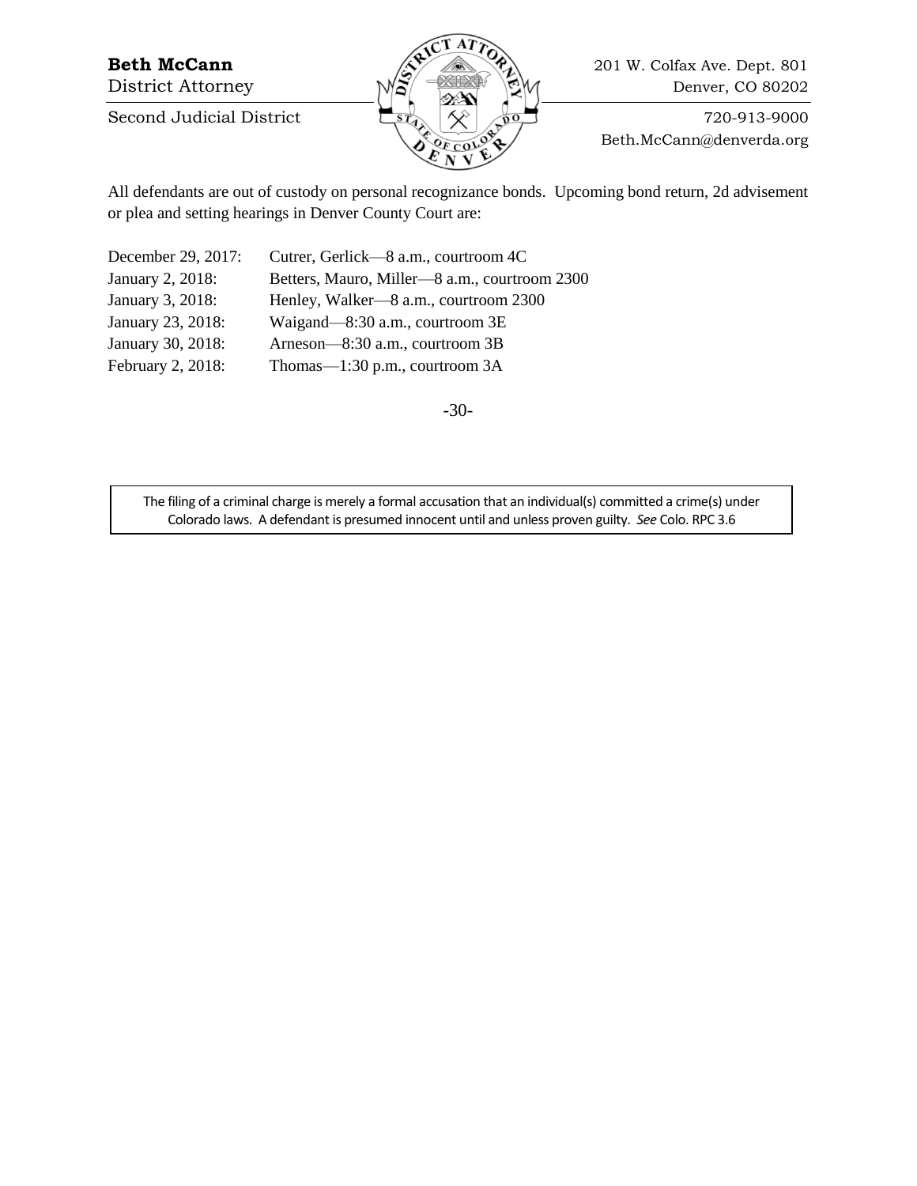**Beth McCann**
District Attorney
Second Judicial District

201 W. Colfax Ave. Dept. 801
Denver, CO 80202
720-913-9000
Beth.McCann@denverda.org

All defendants are out of custody on personal recognizance bonds. Upcoming bond return, 2d advisement or plea and setting hearings in Denver County Court are:

| | |
|---|---|
| December 29, 2017: | Cutrer, Gerlick—8 a.m., courtroom 4C |
| January 2, 2018: | Betters, Mauro, Miller—8 a.m., courtroom 2300 |
| January 3, 2018: | Henley, Walker—8 a.m., courtroom 2300 |
| January 23, 2018: | Waigand—8:30 a.m., courtroom 3E |
| January 30, 2018: | Arneson—8:30 a.m., courtroom 3B |
| February 2, 2018: | Thomas—1:30 p.m., courtroom 3A |

-30-

The filing of a criminal charge is merely a formal accusation that an individual(s) committed a crime(s) under Colorado laws. A defendant is presumed innocent until and unless proven guilty. *See* Colo. RPC 3.6